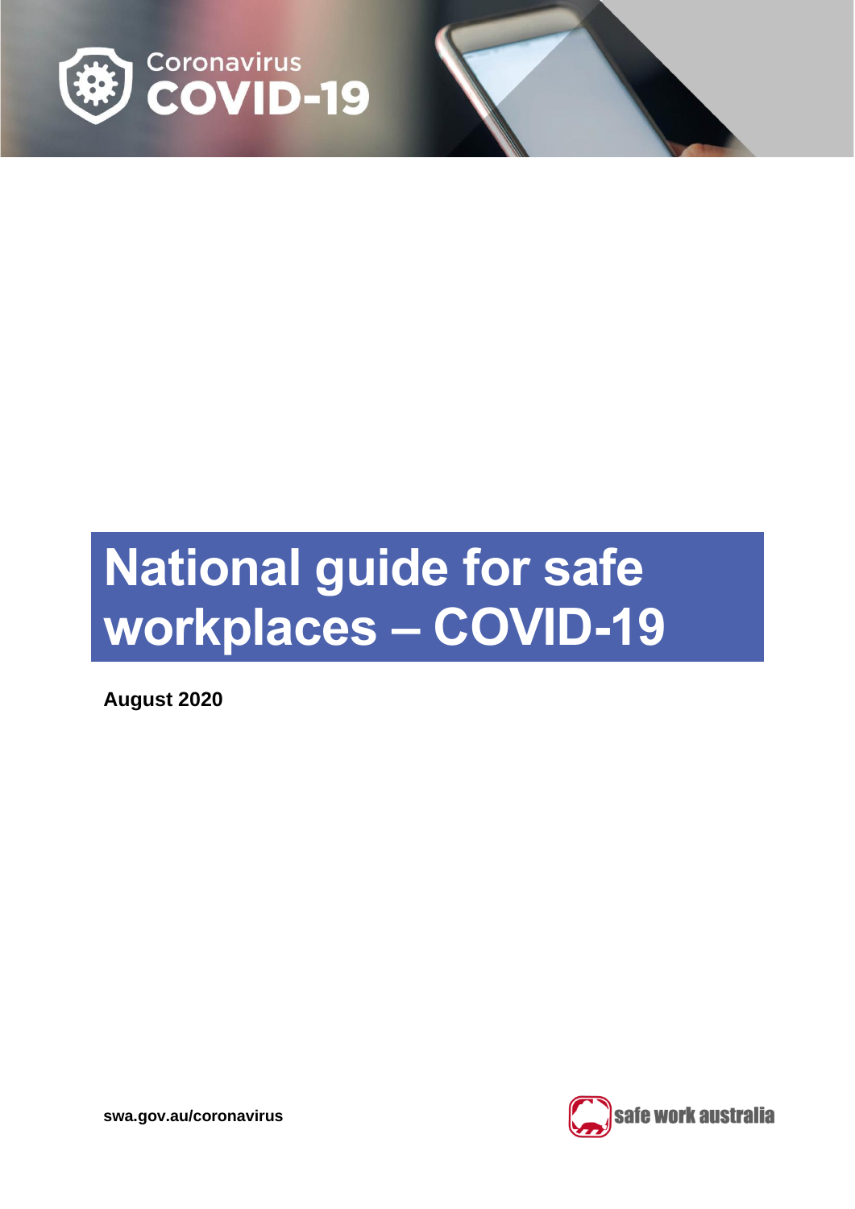Coronavirus
COVID-19

# National guide for safe workplaces – COVID-19

**August 2020**

**swa.gov.au/coronavirus**

safe work australia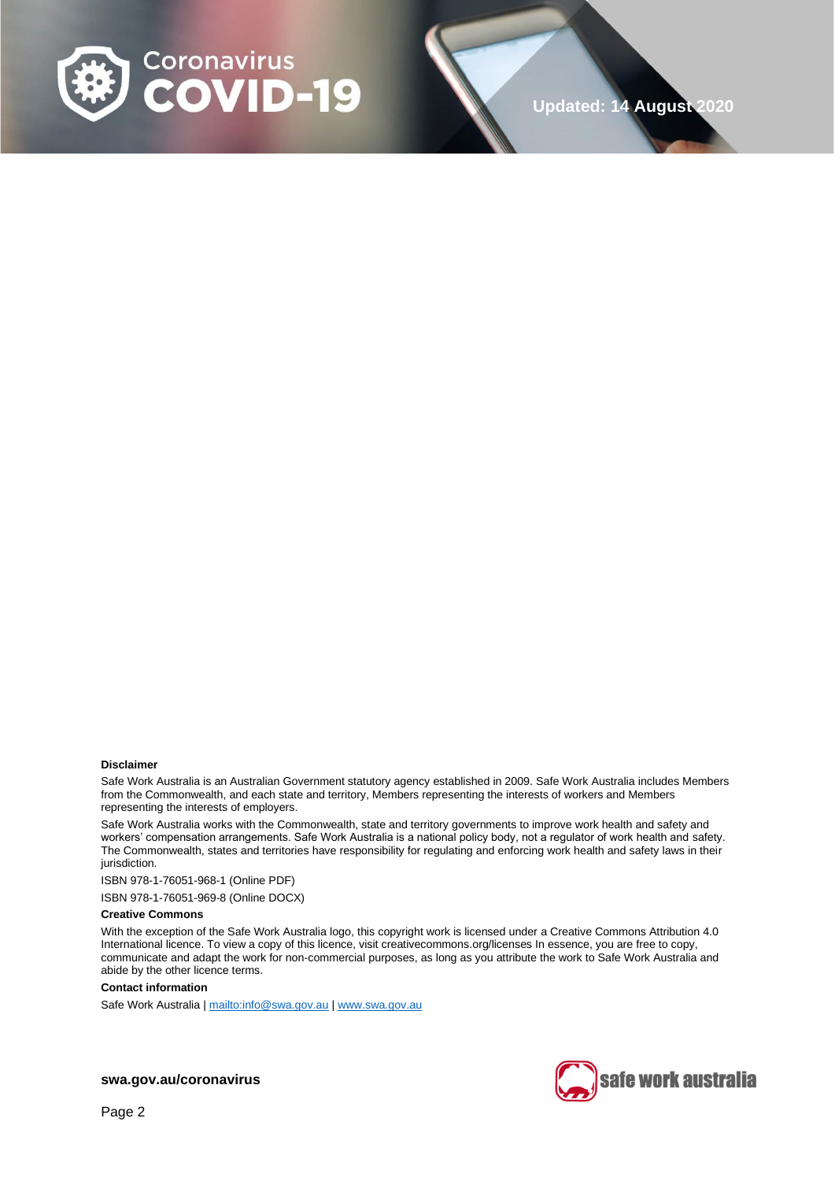Updated: 14 August 2020

**Disclaimer**

Safe Work Australia is an Australian Government statutory agency established in 2009. Safe Work Australia includes Members from the Commonwealth, and each state and territory, Members representing the interests of workers and Members representing the interests of employers.

Safe Work Australia works with the Commonwealth, state and territory governments to improve work health and safety and workers' compensation arrangements. Safe Work Australia is a national policy body, not a regulator of work health and safety. The Commonwealth, states and territories have responsibility for regulating and enforcing work health and safety laws in their jurisdiction.

ISBN 978-1-76051-968-1 (Online PDF)

ISBN 978-1-76051-969-8 (Online DOCX)

**Creative Commons**

With the exception of the Safe Work Australia logo, this copyright work is licensed under a Creative Commons Attribution 4.0 International licence. To view a copy of this licence, visit creativecommons.org/licenses In essence, you are free to copy, communicate and adapt the work for non-commercial purposes, as long as you attribute the work to Safe Work Australia and abide by the other licence terms.

**Contact information**

Safe Work Australia | mailto:info@swa.gov.au | www.swa.gov.au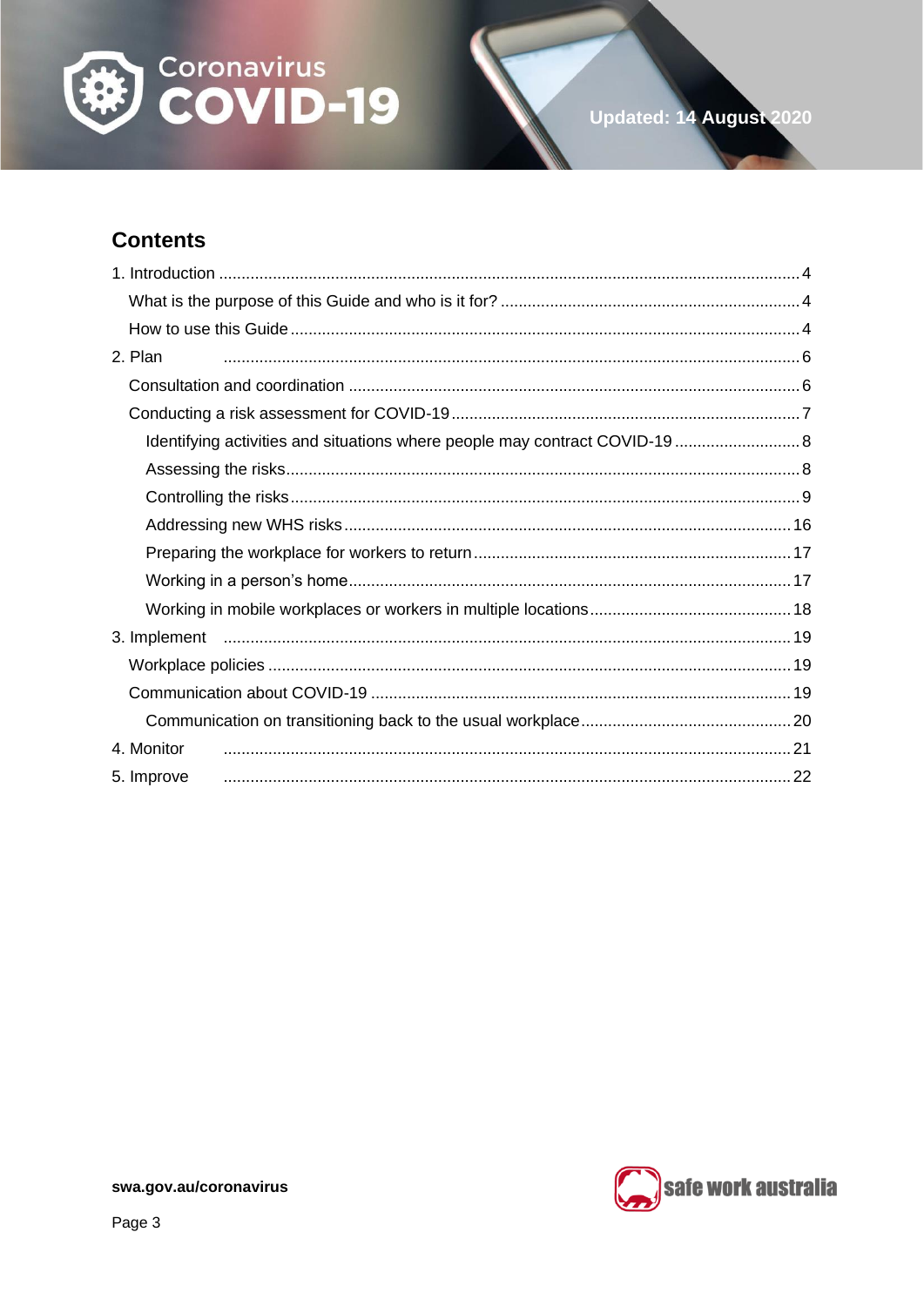## Contents

1. Introduction ........................................................................ 4
   - What is the purpose of this Guide and who is it for? ........................................................................ 4
   - How to use this Guide ........................................................................ 4
2. Plan ........................................................................ 6
   - Consultation and coordination ........................................................................ 6
   - Conducting a risk assessment for COVID-19 ........................................................................ 7
     - Identifying activities and situations where people may contract COVID-19 ........................................................................ 8
     - Assessing the risks ........................................................................ 8
     - Controlling the risks ........................................................................ 9
     - Addressing new WHS risks ........................................................................ 16
     - Preparing the workplace for workers to return ........................................................................ 17
     - Working in a person's home ........................................................................ 17
     - Working in mobile workplaces or workers in multiple locations ........................................................................ 18
3. Implement ........................................................................ 19
   - Workplace policies ........................................................................ 19
   - Communication about COVID-19 ........................................................................ 19
     - Communication on transitioning back to the usual workplace ........................................................................ 20
4. Monitor ........................................................................ 21
5. Improve ........................................................................ 22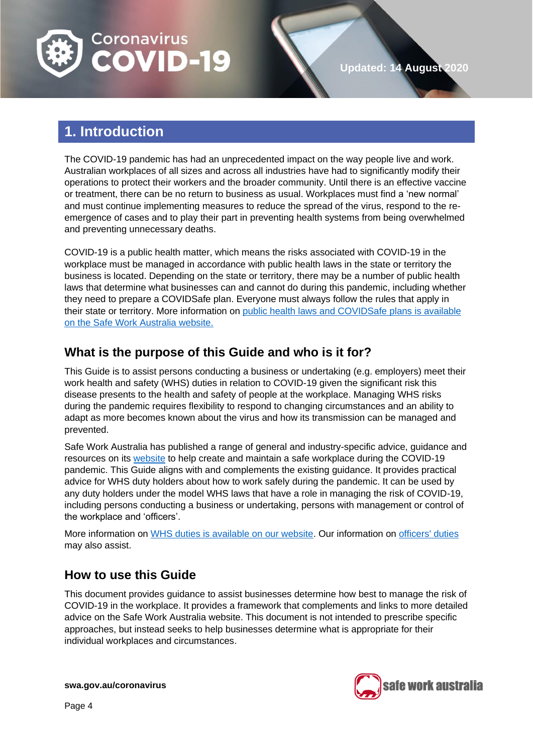## 1. Introduction

The COVID-19 pandemic has had an unprecedented impact on the way people live and work. Australian workplaces of all sizes and across all industries have had to significantly modify their operations to protect their workers and the broader community. Until there is an effective vaccine or treatment, there can be no return to business as usual. Workplaces must find a 'new normal' and must continue implementing measures to reduce the spread of the virus, respond to the re-emergence of cases and to play their part in preventing health systems from being overwhelmed and preventing unnecessary deaths.

COVID-19 is a public health matter, which means the risks associated with COVID-19 in the workplace must be managed in accordance with public health laws in the state or territory the business is located. Depending on the state or territory, there may be a number of public health laws that determine what businesses can and cannot do during this pandemic, including whether they need to prepare a COVIDSafe plan. Everyone must always follow the rules that apply in their state or territory. More information on public health laws and COVIDSafe plans is available on the Safe Work Australia website.

### What is the purpose of this Guide and who is it for?

This Guide is to assist persons conducting a business or undertaking (e.g. employers) meet their work health and safety (WHS) duties in relation to COVID-19 given the significant risk this disease presents to the health and safety of people at the workplace. Managing WHS risks during the pandemic requires flexibility to respond to changing circumstances and an ability to adapt as more becomes known about the virus and how its transmission can be managed and prevented.

Safe Work Australia has published a range of general and industry-specific advice, guidance and resources on its website to help create and maintain a safe workplace during the COVID-19 pandemic. This Guide aligns with and complements the existing guidance. It provides practical advice for WHS duty holders about how to work safely during the pandemic. It can be used by any duty holders under the model WHS laws that have a role in managing the risk of COVID-19, including persons conducting a business or undertaking, persons with management or control of the workplace and 'officers'.

More information on WHS duties is available on our website. Our information on officers' duties may also assist.

### How to use this Guide

This document provides guidance to assist businesses determine how best to manage the risk of COVID-19 in the workplace. It provides a framework that complements and links to more detailed advice on the Safe Work Australia website. This document is not intended to prescribe specific approaches, but instead seeks to help businesses determine what is appropriate for their individual workplaces and circumstances.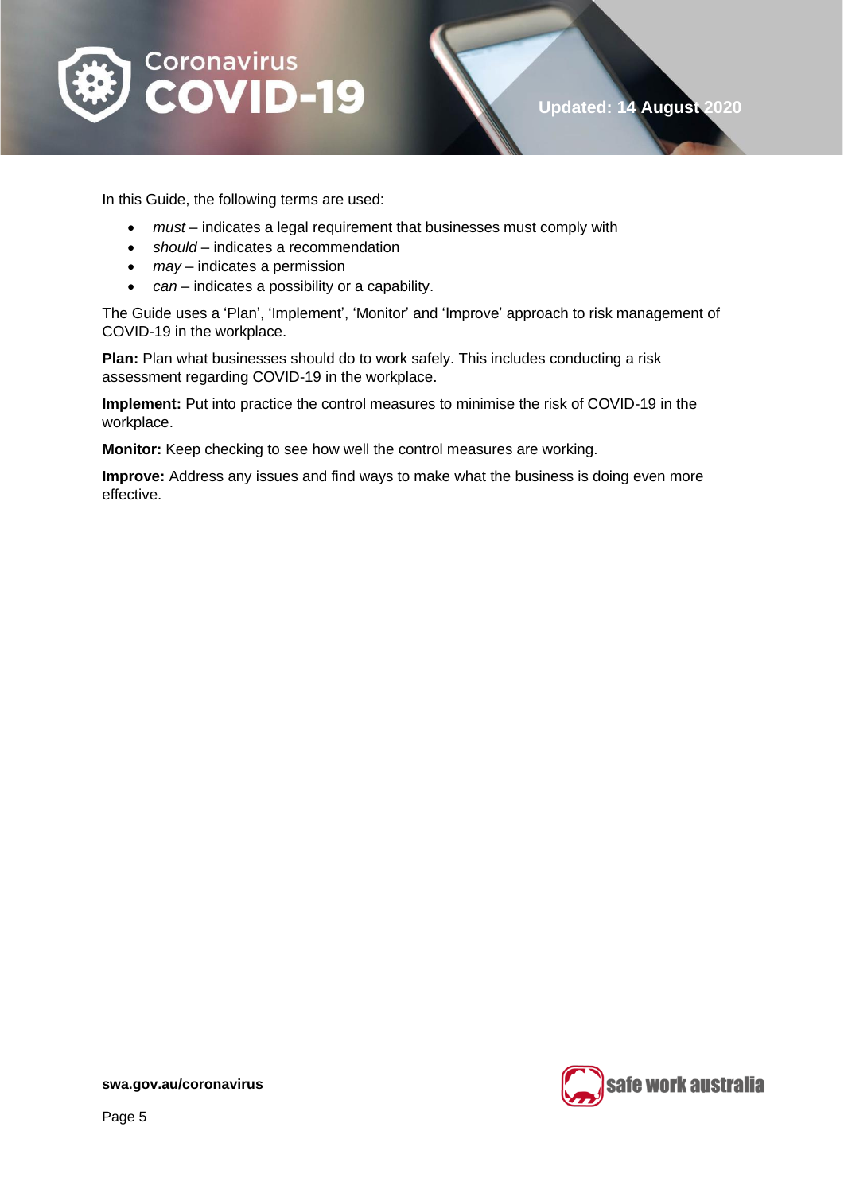In this Guide, the following terms are used:

- *must* – indicates a legal requirement that businesses must comply with
- *should* – indicates a recommendation
- *may* – indicates a permission
- *can* – indicates a possibility or a capability.

The Guide uses a 'Plan', 'Implement', 'Monitor' and 'Improve' approach to risk management of COVID-19 in the workplace.

**Plan:** Plan what businesses should do to work safely. This includes conducting a risk assessment regarding COVID-19 in the workplace.

**Implement:** Put into practice the control measures to minimise the risk of COVID-19 in the workplace.

**Monitor:** Keep checking to see how well the control measures are working.

**Improve:** Address any issues and find ways to make what the business is doing even more effective.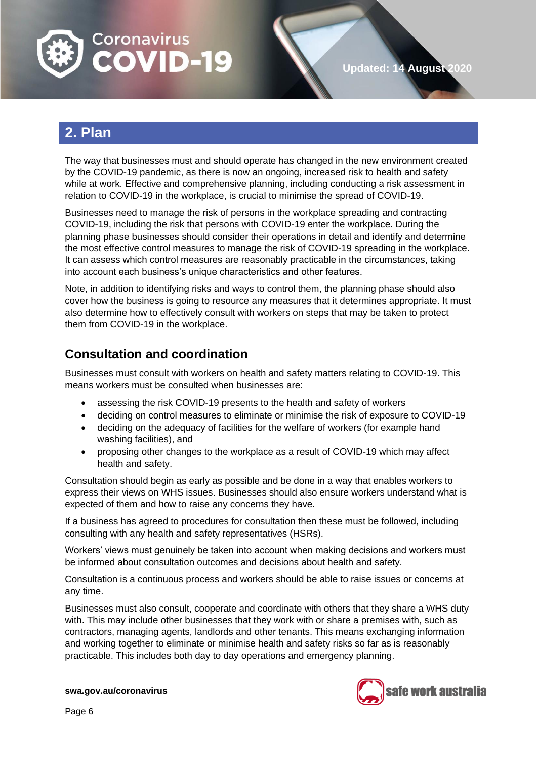## 2. Plan

The way that businesses must and should operate has changed in the new environment created by the COVID-19 pandemic, as there is now an ongoing, increased risk to health and safety while at work. Effective and comprehensive planning, including conducting a risk assessment in relation to COVID-19 in the workplace, is crucial to minimise the spread of COVID-19.

Businesses need to manage the risk of persons in the workplace spreading and contracting COVID-19, including the risk that persons with COVID-19 enter the workplace. During the planning phase businesses should consider their operations in detail and identify and determine the most effective control measures to manage the risk of COVID-19 spreading in the workplace. It can assess which control measures are reasonably practicable in the circumstances, taking into account each business's unique characteristics and other features.

Note, in addition to identifying risks and ways to control them, the planning phase should also cover how the business is going to resource any measures that it determines appropriate. It must also determine how to effectively consult with workers on steps that may be taken to protect them from COVID-19 in the workplace.

### Consultation and coordination

Businesses must consult with workers on health and safety matters relating to COVID-19. This means workers must be consulted when businesses are:

- assessing the risk COVID-19 presents to the health and safety of workers
- deciding on control measures to eliminate or minimise the risk of exposure to COVID-19
- deciding on the adequacy of facilities for the welfare of workers (for example hand washing facilities), and
- proposing other changes to the workplace as a result of COVID-19 which may affect health and safety.

Consultation should begin as early as possible and be done in a way that enables workers to express their views on WHS issues. Businesses should also ensure workers understand what is expected of them and how to raise any concerns they have.

If a business has agreed to procedures for consultation then these must be followed, including consulting with any health and safety representatives (HSRs).

Workers' views must genuinely be taken into account when making decisions and workers must be informed about consultation outcomes and decisions about health and safety.

Consultation is a continuous process and workers should be able to raise issues or concerns at any time.

Businesses must also consult, cooperate and coordinate with others that they share a WHS duty with. This may include other businesses that they work with or share a premises with, such as contractors, managing agents, landlords and other tenants. This means exchanging information and working together to eliminate or minimise health and safety risks so far as is reasonably practicable. This includes both day to day operations and emergency planning.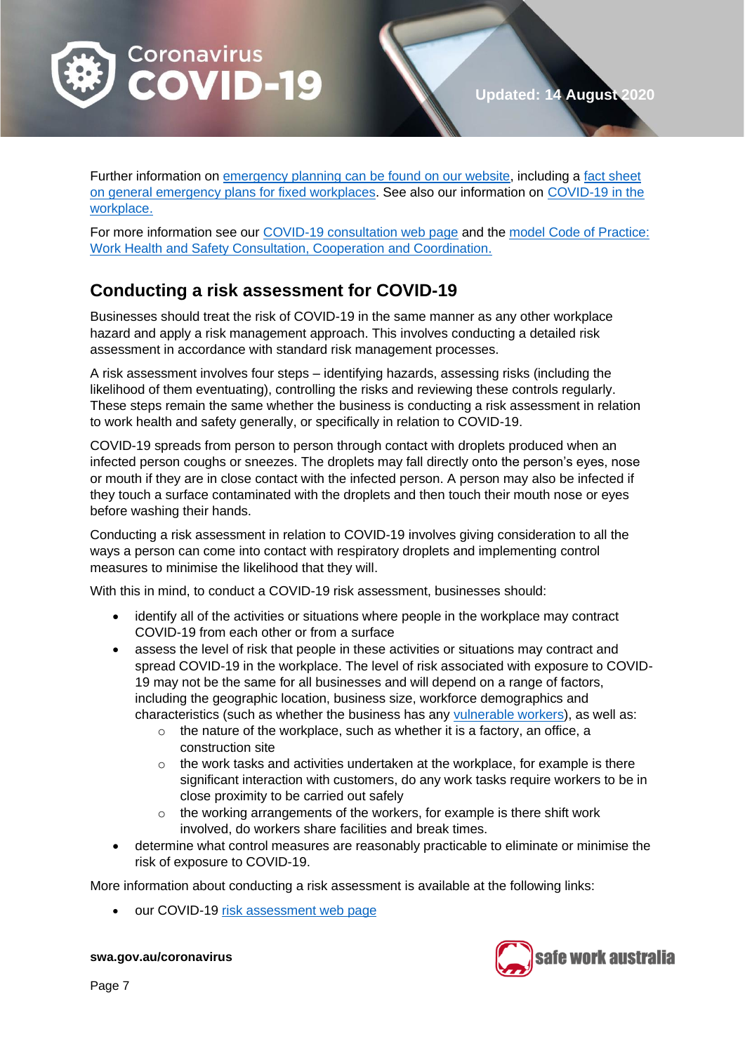Further information on emergency planning can be found on our website, including a fact sheet on general emergency plans for fixed workplaces. See also our information on COVID-19 in the workplace.

For more information see our COVID-19 consultation web page and the model Code of Practice: Work Health and Safety Consultation, Cooperation and Coordination.

## Conducting a risk assessment for COVID-19

Businesses should treat the risk of COVID-19 in the same manner as any other workplace hazard and apply a risk management approach. This involves conducting a detailed risk assessment in accordance with standard risk management processes.

A risk assessment involves four steps – identifying hazards, assessing risks (including the likelihood of them eventuating), controlling the risks and reviewing these controls regularly. These steps remain the same whether the business is conducting a risk assessment in relation to work health and safety generally, or specifically in relation to COVID-19.

COVID-19 spreads from person to person through contact with droplets produced when an infected person coughs or sneezes. The droplets may fall directly onto the person's eyes, nose or mouth if they are in close contact with the infected person. A person may also be infected if they touch a surface contaminated with the droplets and then touch their mouth nose or eyes before washing their hands.

Conducting a risk assessment in relation to COVID-19 involves giving consideration to all the ways a person can come into contact with respiratory droplets and implementing control measures to minimise the likelihood that they will.

With this in mind, to conduct a COVID-19 risk assessment, businesses should:

- identify all of the activities or situations where people in the workplace may contract COVID-19 from each other or from a surface
- assess the level of risk that people in these activities or situations may contract and spread COVID-19 in the workplace. The level of risk associated with exposure to COVID-19 may not be the same for all businesses and will depend on a range of factors, including the geographic location, business size, workforce demographics and characteristics (such as whether the business has any vulnerable workers), as well as:
  - the nature of the workplace, such as whether it is a factory, an office, a construction site
  - the work tasks and activities undertaken at the workplace, for example is there significant interaction with customers, do any work tasks require workers to be in close proximity to be carried out safely
  - the working arrangements of the workers, for example is there shift work involved, do workers share facilities and break times.
- determine what control measures are reasonably practicable to eliminate or minimise the risk of exposure to COVID-19.

More information about conducting a risk assessment is available at the following links:

- our COVID-19 risk assessment web page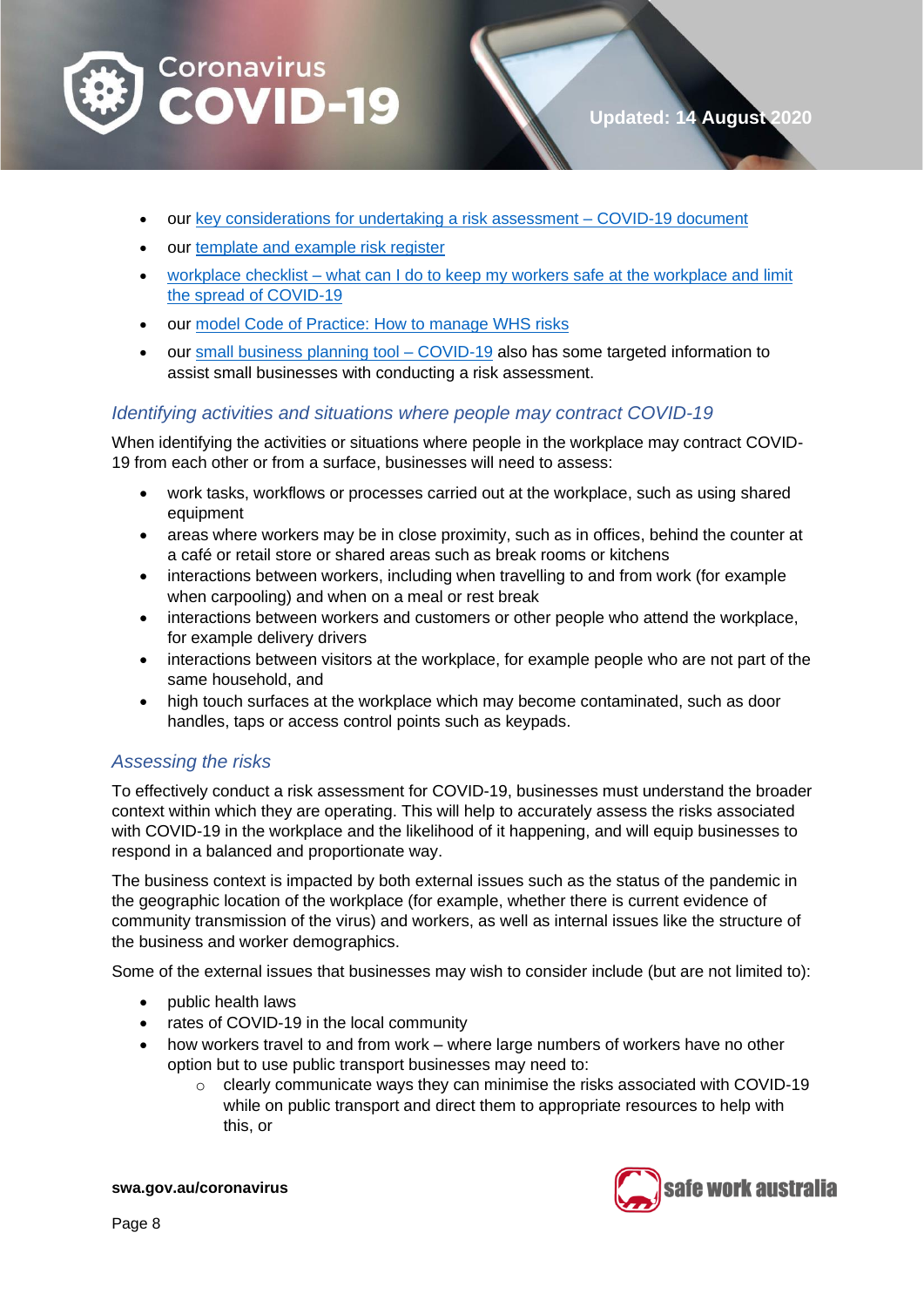- our key considerations for undertaking a risk assessment – COVID-19 document
- our template and example risk register
- workplace checklist – what can I do to keep my workers safe at the workplace and limit the spread of COVID-19
- our model Code of Practice: How to manage WHS risks
- our small business planning tool – COVID-19 also has some targeted information to assist small businesses with conducting a risk assessment.

### *Identifying activities and situations where people may contract COVID-19*

When identifying the activities or situations where people in the workplace may contract COVID-19 from each other or from a surface, businesses will need to assess:

- work tasks, workflows or processes carried out at the workplace, such as using shared equipment
- areas where workers may be in close proximity, such as in offices, behind the counter at a café or retail store or shared areas such as break rooms or kitchens
- interactions between workers, including when travelling to and from work (for example when carpooling) and when on a meal or rest break
- interactions between workers and customers or other people who attend the workplace, for example delivery drivers
- interactions between visitors at the workplace, for example people who are not part of the same household, and
- high touch surfaces at the workplace which may become contaminated, such as door handles, taps or access control points such as keypads.

### *Assessing the risks*

To effectively conduct a risk assessment for COVID-19, businesses must understand the broader context within which they are operating. This will help to accurately assess the risks associated with COVID-19 in the workplace and the likelihood of it happening, and will equip businesses to respond in a balanced and proportionate way.

The business context is impacted by both external issues such as the status of the pandemic in the geographic location of the workplace (for example, whether there is current evidence of community transmission of the virus) and workers, as well as internal issues like the structure of the business and worker demographics.

Some of the external issues that businesses may wish to consider include (but are not limited to):

- public health laws
- rates of COVID-19 in the local community
- how workers travel to and from work – where large numbers of workers have no other option but to use public transport businesses may need to:
    - clearly communicate ways they can minimise the risks associated with COVID-19 while on public transport and direct them to appropriate resources to help with this, or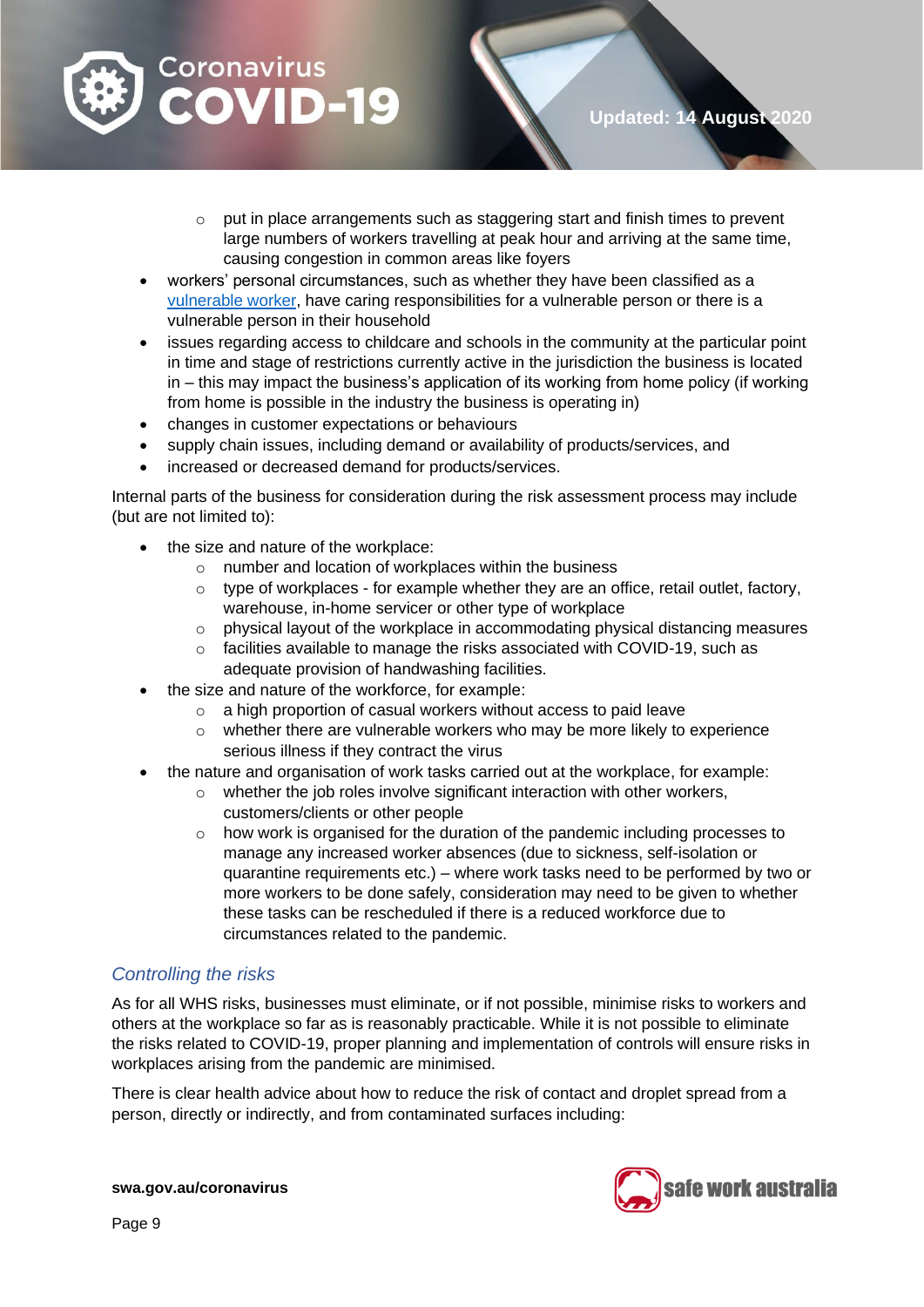- put in place arrangements such as staggering start and finish times to prevent large numbers of workers travelling at peak hour and arriving at the same time, causing congestion in common areas like foyers
- workers' personal circumstances, such as whether they have been classified as a vulnerable worker, have caring responsibilities for a vulnerable person or there is a vulnerable person in their household
- issues regarding access to childcare and schools in the community at the particular point in time and stage of restrictions currently active in the jurisdiction the business is located in – this may impact the business's application of its working from home policy (if working from home is possible in the industry the business is operating in)
- changes in customer expectations or behaviours
- supply chain issues, including demand or availability of products/services, and
- increased or decreased demand for products/services.

Internal parts of the business for consideration during the risk assessment process may include (but are not limited to):

- the size and nature of the workplace:
    - number and location of workplaces within the business
    - type of workplaces - for example whether they are an office, retail outlet, factory, warehouse, in-home servicer or other type of workplace
    - physical layout of the workplace in accommodating physical distancing measures
    - facilities available to manage the risks associated with COVID-19, such as adequate provision of handwashing facilities.
- the size and nature of the workforce, for example:
    - a high proportion of casual workers without access to paid leave
    - whether there are vulnerable workers who may be more likely to experience serious illness if they contract the virus
- the nature and organisation of work tasks carried out at the workplace, for example:
    - whether the job roles involve significant interaction with other workers, customers/clients or other people
    - how work is organised for the duration of the pandemic including processes to manage any increased worker absences (due to sickness, self-isolation or quarantine requirements etc.) – where work tasks need to be performed by two or more workers to be done safely, consideration may need to be given to whether these tasks can be rescheduled if there is a reduced workforce due to circumstances related to the pandemic.

### *Controlling the risks*

As for all WHS risks, businesses must eliminate, or if not possible, minimise risks to workers and others at the workplace so far as is reasonably practicable. While it is not possible to eliminate the risks related to COVID-19, proper planning and implementation of controls will ensure risks in workplaces arising from the pandemic are minimised.

There is clear health advice about how to reduce the risk of contact and droplet spread from a person, directly or indirectly, and from contaminated surfaces including: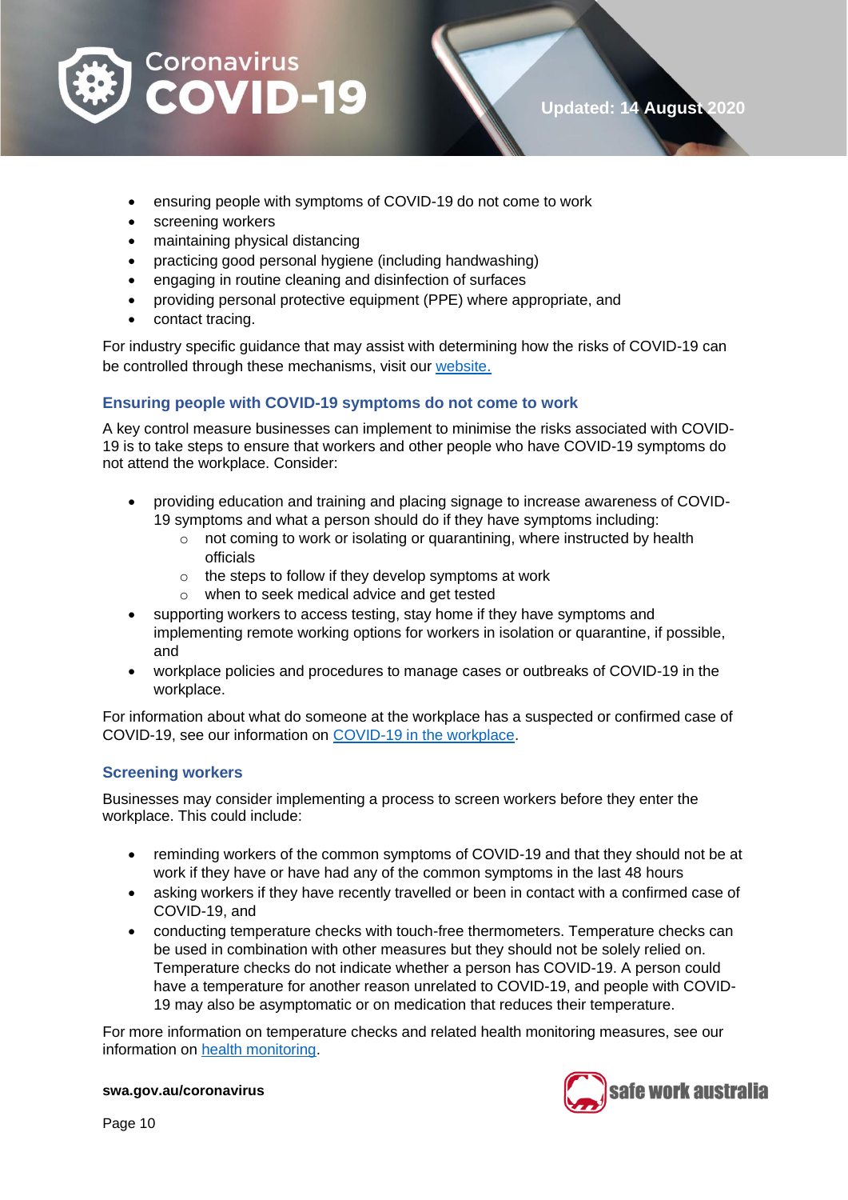- ensuring people with symptoms of COVID-19 do not come to work
- screening workers
- maintaining physical distancing
- practicing good personal hygiene (including handwashing)
- engaging in routine cleaning and disinfection of surfaces
- providing personal protective equipment (PPE) where appropriate, and
- contact tracing.

For industry specific guidance that may assist with determining how the risks of COVID-19 can be controlled through these mechanisms, visit our [website.]()

### Ensuring people with COVID-19 symptoms do not come to work

A key control measure businesses can implement to minimise the risks associated with COVID-19 is to take steps to ensure that workers and other people who have COVID-19 symptoms do not attend the workplace. Consider:

- providing education and training and placing signage to increase awareness of COVID-19 symptoms and what a person should do if they have symptoms including:
    - not coming to work or isolating or quarantining, where instructed by health officials
    - the steps to follow if they develop symptoms at work
    - when to seek medical advice and get tested
- supporting workers to access testing, stay home if they have symptoms and implementing remote working options for workers in isolation or quarantine, if possible, and
- workplace policies and procedures to manage cases or outbreaks of COVID-19 in the workplace.

For information about what do someone at the workplace has a suspected or confirmed case of COVID-19, see our information on [COVID-19 in the workplace]().

### Screening workers

Businesses may consider implementing a process to screen workers before they enter the workplace. This could include:

- reminding workers of the common symptoms of COVID-19 and that they should not be at work if they have or have had any of the common symptoms in the last 48 hours
- asking workers if they have recently travelled or been in contact with a confirmed case of COVID-19, and
- conducting temperature checks with touch-free thermometers. Temperature checks can be used in combination with other measures but they should not be solely relied on. Temperature checks do not indicate whether a person has COVID-19. A person could have a temperature for another reason unrelated to COVID-19, and people with COVID-19 may also be asymptomatic or on medication that reduces their temperature.

For more information on temperature checks and related health monitoring measures, see our information on [health monitoring]().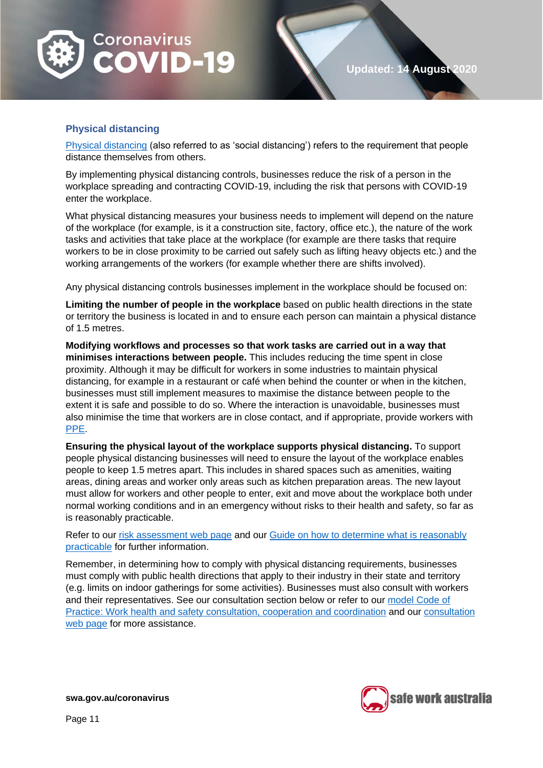## Physical distancing

Physical distancing (also referred to as 'social distancing') refers to the requirement that people distance themselves from others.

By implementing physical distancing controls, businesses reduce the risk of a person in the workplace spreading and contracting COVID-19, including the risk that persons with COVID-19 enter the workplace.

What physical distancing measures your business needs to implement will depend on the nature of the workplace (for example, is it a construction site, factory, office etc.), the nature of the work tasks and activities that take place at the workplace (for example are there tasks that require workers to be in close proximity to be carried out safely such as lifting heavy objects etc.) and the working arrangements of the workers (for example whether there are shifts involved).

Any physical distancing controls businesses implement in the workplace should be focused on:

**Limiting the number of people in the workplace** based on public health directions in the state or territory the business is located in and to ensure each person can maintain a physical distance of 1.5 metres.

**Modifying workflows and processes so that work tasks are carried out in a way that minimises interactions between people.** This includes reducing the time spent in close proximity. Although it may be difficult for workers in some industries to maintain physical distancing, for example in a restaurant or café when behind the counter or when in the kitchen, businesses must still implement measures to maximise the distance between people to the extent it is safe and possible to do so. Where the interaction is unavoidable, businesses must also minimise the time that workers are in close contact, and if appropriate, provide workers with PPE.

**Ensuring the physical layout of the workplace supports physical distancing.** To support people physical distancing businesses will need to ensure the layout of the workplace enables people to keep 1.5 metres apart. This includes in shared spaces such as amenities, waiting areas, dining areas and worker only areas such as kitchen preparation areas. The new layout must allow for workers and other people to enter, exit and move about the workplace both under normal working conditions and in an emergency without risks to their health and safety, so far as is reasonably practicable.

Refer to our risk assessment web page and our Guide on how to determine what is reasonably practicable for further information.

Remember, in determining how to comply with physical distancing requirements, businesses must comply with public health directions that apply to their industry in their state and territory (e.g. limits on indoor gatherings for some activities). Businesses must also consult with workers and their representatives. See our consultation section below or refer to our model Code of Practice: Work health and safety consultation, cooperation and coordination and our consultation web page for more assistance.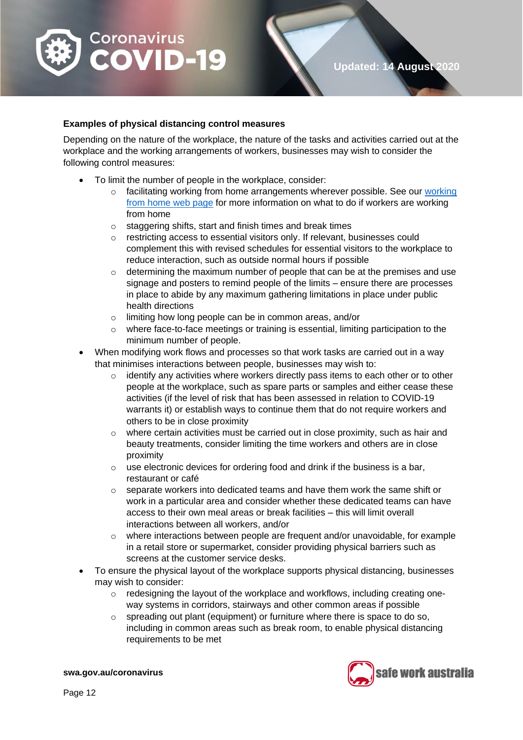**Examples of physical distancing control measures**

Depending on the nature of the workplace, the nature of the tasks and activities carried out at the workplace and the working arrangements of workers, businesses may wish to consider the following control measures:

- To limit the number of people in the workplace, consider:
    - facilitating working from home arrangements wherever possible. See our working from home web page for more information on what to do if workers are working from home
    - staggering shifts, start and finish times and break times
    - restricting access to essential visitors only. If relevant, businesses could complement this with revised schedules for essential visitors to the workplace to reduce interaction, such as outside normal hours if possible
    - determining the maximum number of people that can be at the premises and use signage and posters to remind people of the limits – ensure there are processes in place to abide by any maximum gathering limitations in place under public health directions
    - limiting how long people can be in common areas, and/or
    - where face-to-face meetings or training is essential, limiting participation to the minimum number of people.
- When modifying work flows and processes so that work tasks are carried out in a way that minimises interactions between people, businesses may wish to:
    - identify any activities where workers directly pass items to each other or to other people at the workplace, such as spare parts or samples and either cease these activities (if the level of risk that has been assessed in relation to COVID-19 warrants it) or establish ways to continue them that do not require workers and others to be in close proximity
    - where certain activities must be carried out in close proximity, such as hair and beauty treatments, consider limiting the time workers and others are in close proximity
    - use electronic devices for ordering food and drink if the business is a bar, restaurant or café
    - separate workers into dedicated teams and have them work the same shift or work in a particular area and consider whether these dedicated teams can have access to their own meal areas or break facilities – this will limit overall interactions between all workers, and/or
    - where interactions between people are frequent and/or unavoidable, for example in a retail store or supermarket, consider providing physical barriers such as screens at the customer service desks.
- To ensure the physical layout of the workplace supports physical distancing, businesses may wish to consider:
    - redesigning the layout of the workplace and workflows, including creating one-way systems in corridors, stairways and other common areas if possible
    - spreading out plant (equipment) or furniture where there is space to do so, including in common areas such as break room, to enable physical distancing requirements to be met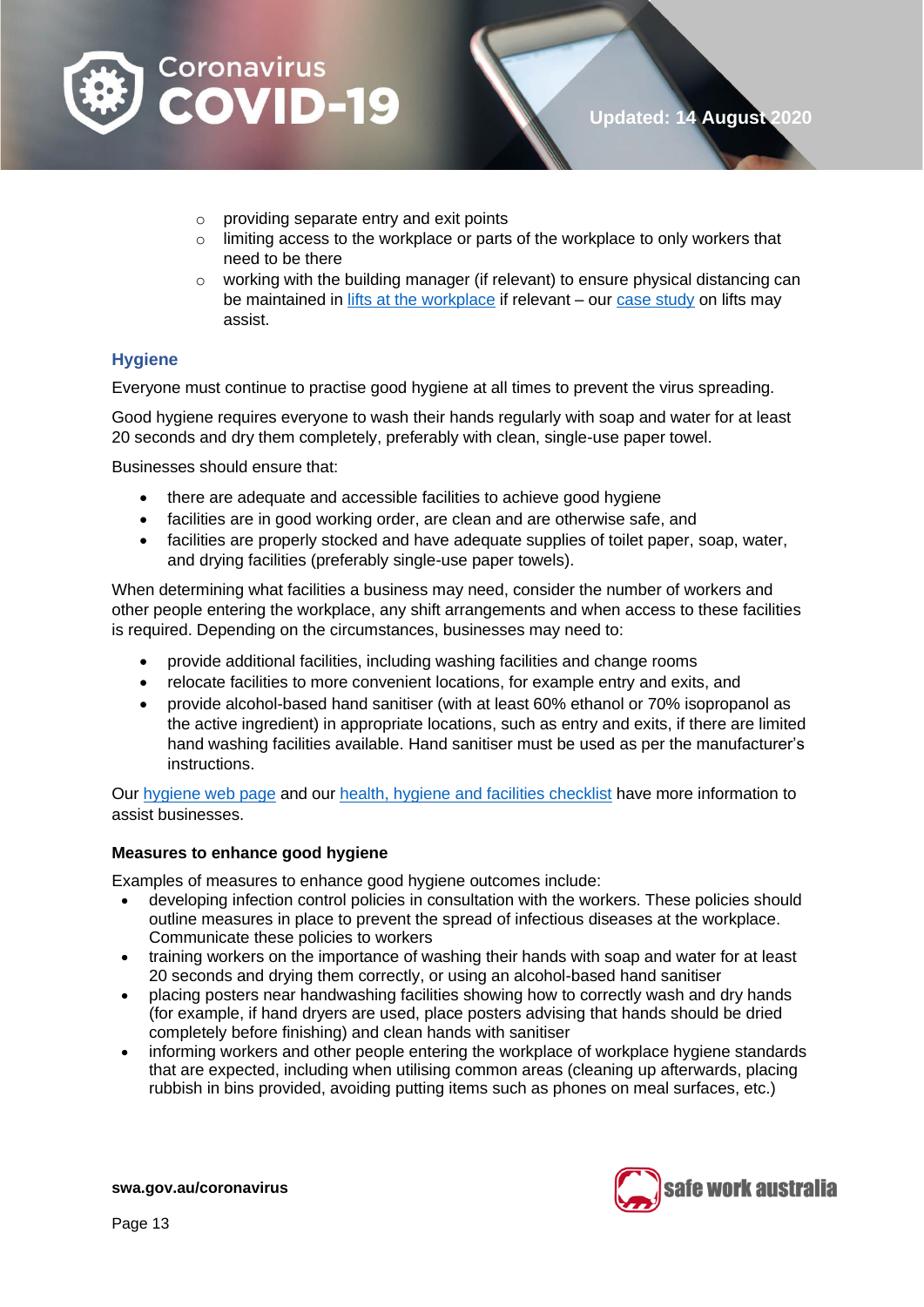- providing separate entry and exit points
- limiting access to the workplace or parts of the workplace to only workers that need to be there
- working with the building manager (if relevant) to ensure physical distancing can be maintained in lifts at the workplace if relevant – our case study on lifts may assist.

## Hygiene

Everyone must continue to practise good hygiene at all times to prevent the virus spreading.

Good hygiene requires everyone to wash their hands regularly with soap and water for at least 20 seconds and dry them completely, preferably with clean, single-use paper towel.

Businesses should ensure that:

- there are adequate and accessible facilities to achieve good hygiene
- facilities are in good working order, are clean and are otherwise safe, and
- facilities are properly stocked and have adequate supplies of toilet paper, soap, water, and drying facilities (preferably single-use paper towels).

When determining what facilities a business may need, consider the number of workers and other people entering the workplace, any shift arrangements and when access to these facilities is required. Depending on the circumstances, businesses may need to:

- provide additional facilities, including washing facilities and change rooms
- relocate facilities to more convenient locations, for example entry and exits, and
- provide alcohol-based hand sanitiser (with at least 60% ethanol or 70% isopropanol as the active ingredient) in appropriate locations, such as entry and exits, if there are limited hand washing facilities available. Hand sanitiser must be used as per the manufacturer's instructions.

Our hygiene web page and our health, hygiene and facilities checklist have more information to assist businesses.

### Measures to enhance good hygiene

Examples of measures to enhance good hygiene outcomes include:

- developing infection control policies in consultation with the workers. These policies should outline measures in place to prevent the spread of infectious diseases at the workplace. Communicate these policies to workers
- training workers on the importance of washing their hands with soap and water for at least 20 seconds and drying them correctly, or using an alcohol-based hand sanitiser
- placing posters near handwashing facilities showing how to correctly wash and dry hands (for example, if hand dryers are used, place posters advising that hands should be dried completely before finishing) and clean hands with sanitiser
- informing workers and other people entering the workplace of workplace hygiene standards that are expected, including when utilising common areas (cleaning up afterwards, placing rubbish in bins provided, avoiding putting items such as phones on meal surfaces, etc.)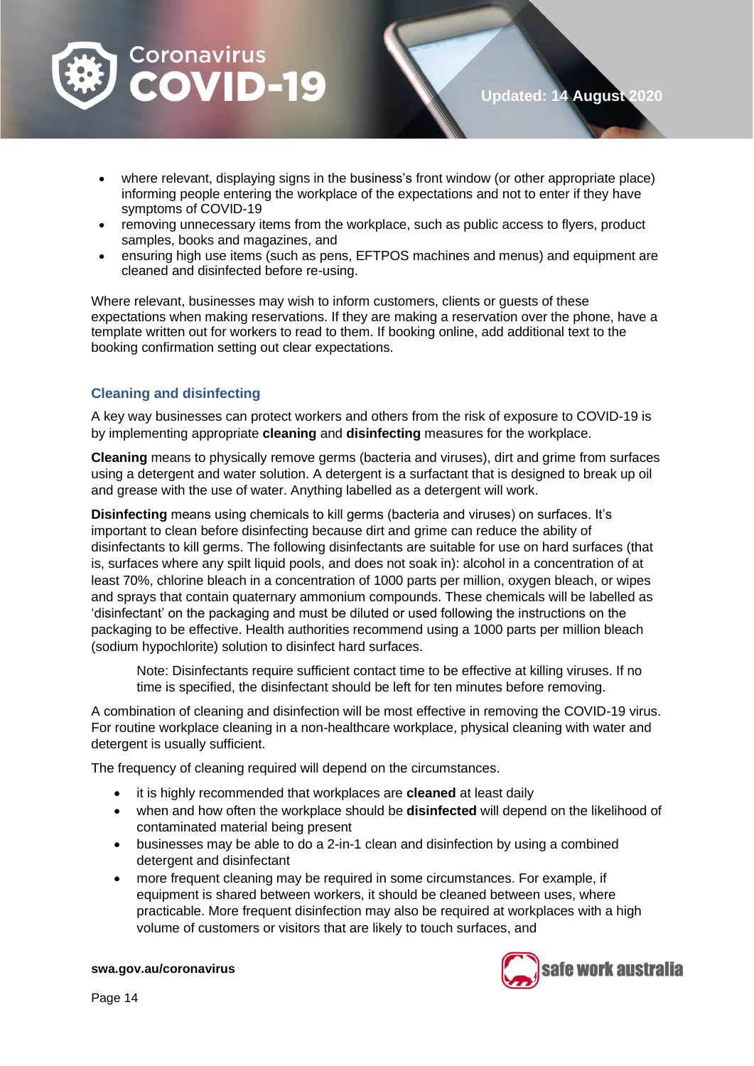- where relevant, displaying signs in the business's front window (or other appropriate place) informing people entering the workplace of the expectations and not to enter if they have symptoms of COVID-19
- removing unnecessary items from the workplace, such as public access to flyers, product samples, books and magazines, and
- ensuring high use items (such as pens, EFTPOS machines and menus) and equipment are cleaned and disinfected before re-using.

Where relevant, businesses may wish to inform customers, clients or guests of these expectations when making reservations. If they are making a reservation over the phone, have a template written out for workers to read to them. If booking online, add additional text to the booking confirmation setting out clear expectations.

### Cleaning and disinfecting

A key way businesses can protect workers and others from the risk of exposure to COVID-19 is by implementing appropriate **cleaning** and **disinfecting** measures for the workplace.

**Cleaning** means to physically remove germs (bacteria and viruses), dirt and grime from surfaces using a detergent and water solution. A detergent is a surfactant that is designed to break up oil and grease with the use of water. Anything labelled as a detergent will work.

**Disinfecting** means using chemicals to kill germs (bacteria and viruses) on surfaces. It's important to clean before disinfecting because dirt and grime can reduce the ability of disinfectants to kill germs. The following disinfectants are suitable for use on hard surfaces (that is, surfaces where any spilt liquid pools, and does not soak in): alcohol in a concentration of at least 70%, chlorine bleach in a concentration of 1000 parts per million, oxygen bleach, or wipes and sprays that contain quaternary ammonium compounds. These chemicals will be labelled as 'disinfectant' on the packaging and must be diluted or used following the instructions on the packaging to be effective. Health authorities recommend using a 1000 parts per million bleach (sodium hypochlorite) solution to disinfect hard surfaces.

> Note: Disinfectants require sufficient contact time to be effective at killing viruses. If no time is specified, the disinfectant should be left for ten minutes before removing.

A combination of cleaning and disinfection will be most effective in removing the COVID-19 virus. For routine workplace cleaning in a non-healthcare workplace, physical cleaning with water and detergent is usually sufficient.

The frequency of cleaning required will depend on the circumstances.

- it is highly recommended that workplaces are **cleaned** at least daily
- when and how often the workplace should be **disinfected** will depend on the likelihood of contaminated material being present
- businesses may be able to do a 2-in-1 clean and disinfection by using a combined detergent and disinfectant
- more frequent cleaning may be required in some circumstances. For example, if equipment is shared between workers, it should be cleaned between uses, where practicable. More frequent disinfection may also be required at workplaces with a high volume of customers or visitors that are likely to touch surfaces, and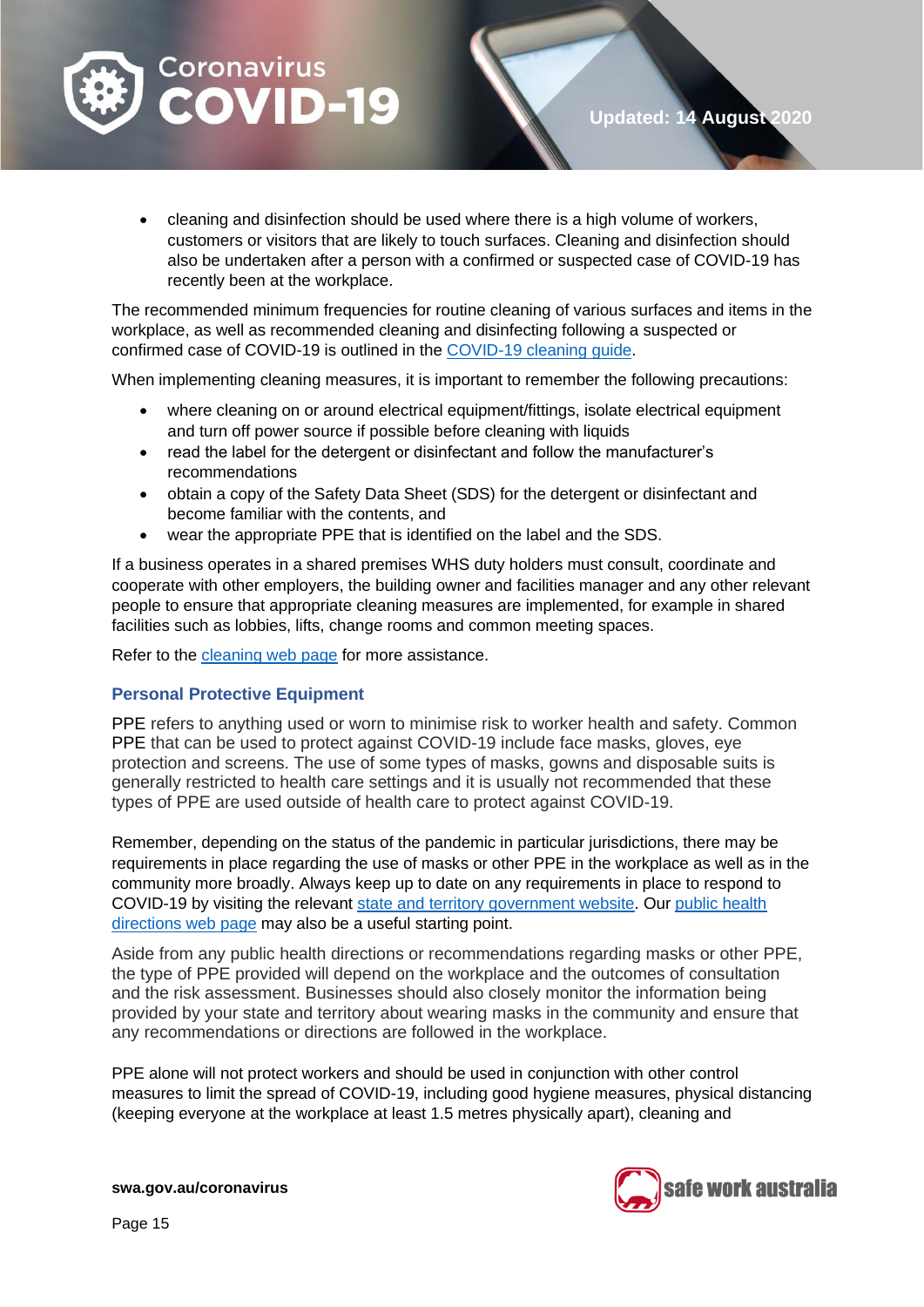- cleaning and disinfection should be used where there is a high volume of workers, customers or visitors that are likely to touch surfaces. Cleaning and disinfection should also be undertaken after a person with a confirmed or suspected case of COVID-19 has recently been at the workplace.

The recommended minimum frequencies for routine cleaning of various surfaces and items in the workplace, as well as recommended cleaning and disinfecting following a suspected or confirmed case of COVID-19 is outlined in the COVID-19 cleaning guide.

When implementing cleaning measures, it is important to remember the following precautions:

- where cleaning on or around electrical equipment/fittings, isolate electrical equipment and turn off power source if possible before cleaning with liquids
- read the label for the detergent or disinfectant and follow the manufacturer's recommendations
- obtain a copy of the Safety Data Sheet (SDS) for the detergent or disinfectant and become familiar with the contents, and
- wear the appropriate PPE that is identified on the label and the SDS.

If a business operates in a shared premises WHS duty holders must consult, coordinate and cooperate with other employers, the building owner and facilities manager and any other relevant people to ensure that appropriate cleaning measures are implemented, for example in shared facilities such as lobbies, lifts, change rooms and common meeting spaces.

Refer to the cleaning web page for more assistance.

### Personal Protective Equipment

PPE refers to anything used or worn to minimise risk to worker health and safety. Common PPE that can be used to protect against COVID-19 include face masks, gloves, eye protection and screens. The use of some types of masks, gowns and disposable suits is generally restricted to health care settings and it is usually not recommended that these types of PPE are used outside of health care to protect against COVID-19.

Remember, depending on the status of the pandemic in particular jurisdictions, there may be requirements in place regarding the use of masks or other PPE in the workplace as well as in the community more broadly. Always keep up to date on any requirements in place to respond to COVID-19 by visiting the relevant state and territory government website. Our public health directions web page may also be a useful starting point.

Aside from any public health directions or recommendations regarding masks or other PPE, the type of PPE provided will depend on the workplace and the outcomes of consultation and the risk assessment. Businesses should also closely monitor the information being provided by your state and territory about wearing masks in the community and ensure that any recommendations or directions are followed in the workplace.

PPE alone will not protect workers and should be used in conjunction with other control measures to limit the spread of COVID-19, including good hygiene measures, physical distancing (keeping everyone at the workplace at least 1.5 metres physically apart), cleaning and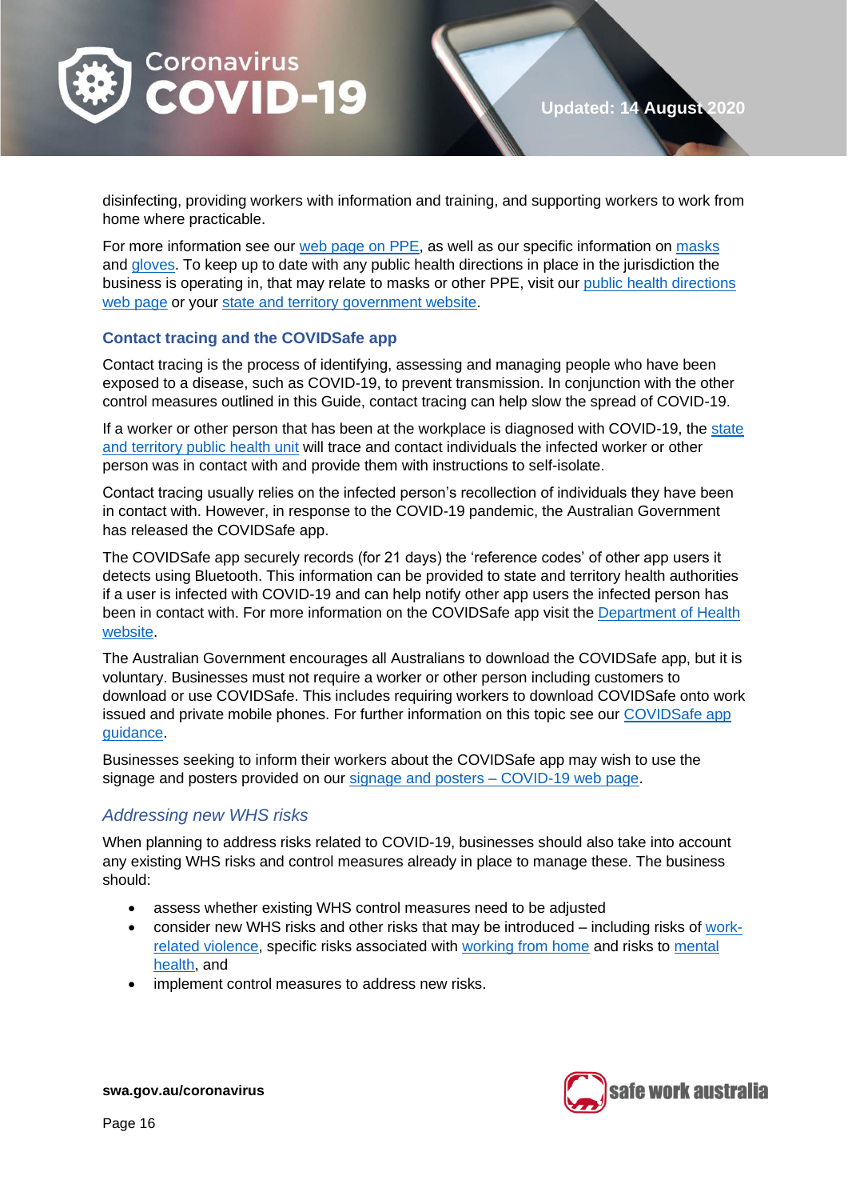disinfecting, providing workers with information and training, and supporting workers to work from home where practicable.

For more information see our web page on PPE, as well as our specific information on masks and gloves. To keep up to date with any public health directions in place in the jurisdiction the business is operating in, that may relate to masks or other PPE, visit our public health directions web page or your state and territory government website.

### Contact tracing and the COVIDSafe app

Contact tracing is the process of identifying, assessing and managing people who have been exposed to a disease, such as COVID-19, to prevent transmission. In conjunction with the other control measures outlined in this Guide, contact tracing can help slow the spread of COVID-19.

If a worker or other person that has been at the workplace is diagnosed with COVID-19, the state and territory public health unit will trace and contact individuals the infected worker or other person was in contact with and provide them with instructions to self-isolate.

Contact tracing usually relies on the infected person's recollection of individuals they have been in contact with. However, in response to the COVID-19 pandemic, the Australian Government has released the COVIDSafe app.

The COVIDSafe app securely records (for 21 days) the 'reference codes' of other app users it detects using Bluetooth. This information can be provided to state and territory health authorities if a user is infected with COVID-19 and can help notify other app users the infected person has been in contact with. For more information on the COVIDSafe app visit the Department of Health website.

The Australian Government encourages all Australians to download the COVIDSafe app, but it is voluntary. Businesses must not require a worker or other person including customers to download or use COVIDSafe. This includes requiring workers to download COVIDSafe onto work issued and private mobile phones. For further information on this topic see our COVIDSafe app guidance.

Businesses seeking to inform their workers about the COVIDSafe app may wish to use the signage and posters provided on our signage and posters – COVID-19 web page.

## *Addressing new WHS risks*

When planning to address risks related to COVID-19, businesses should also take into account any existing WHS risks and control measures already in place to manage these. The business should:

- assess whether existing WHS control measures need to be adjusted
- consider new WHS risks and other risks that may be introduced – including risks of work-related violence, specific risks associated with working from home and risks to mental health, and
- implement control measures to address new risks.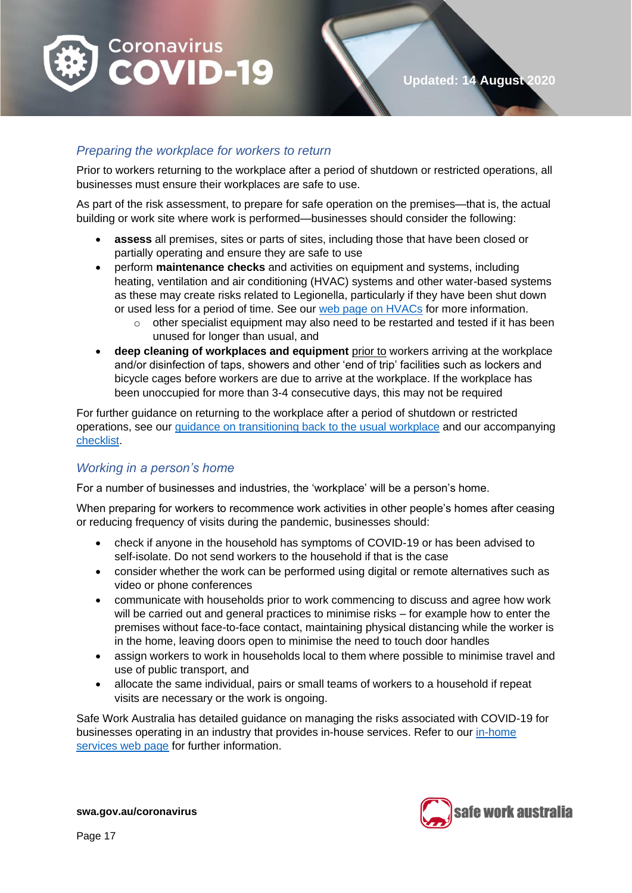### *Preparing the workplace for workers to return*

Prior to workers returning to the workplace after a period of shutdown or restricted operations, all businesses must ensure their workplaces are safe to use.

As part of the risk assessment, to prepare for safe operation on the premises—that is, the actual building or work site where work is performed—businesses should consider the following:

- **assess** all premises, sites or parts of sites, including those that have been closed or partially operating and ensure they are safe to use
- perform **maintenance checks** and activities on equipment and systems, including heating, ventilation and air conditioning (HVAC) systems and other water-based systems as these may create risks related to Legionella, particularly if they have been shut down or used less for a period of time. See our web page on HVACs for more information.
    - other specialist equipment may also need to be restarted and tested if it has been unused for longer than usual, and
- **deep cleaning of workplaces and equipment** prior to workers arriving at the workplace and/or disinfection of taps, showers and other 'end of trip' facilities such as lockers and bicycle cages before workers are due to arrive at the workplace. If the workplace has been unoccupied for more than 3-4 consecutive days, this may not be required

For further guidance on returning to the workplace after a period of shutdown or restricted operations, see our guidance on transitioning back to the usual workplace and our accompanying checklist.

### *Working in a person's home*

For a number of businesses and industries, the 'workplace' will be a person's home.

When preparing for workers to recommence work activities in other people's homes after ceasing or reducing frequency of visits during the pandemic, businesses should:

- check if anyone in the household has symptoms of COVID-19 or has been advised to self-isolate. Do not send workers to the household if that is the case
- consider whether the work can be performed using digital or remote alternatives such as video or phone conferences
- communicate with households prior to work commencing to discuss and agree how work will be carried out and general practices to minimise risks – for example how to enter the premises without face-to-face contact, maintaining physical distancing while the worker is in the home, leaving doors open to minimise the need to touch door handles
- assign workers to work in households local to them where possible to minimise travel and use of public transport, and
- allocate the same individual, pairs or small teams of workers to a household if repeat visits are necessary or the work is ongoing.

Safe Work Australia has detailed guidance on managing the risks associated with COVID-19 for businesses operating in an industry that provides in-house services. Refer to our in-home services web page for further information.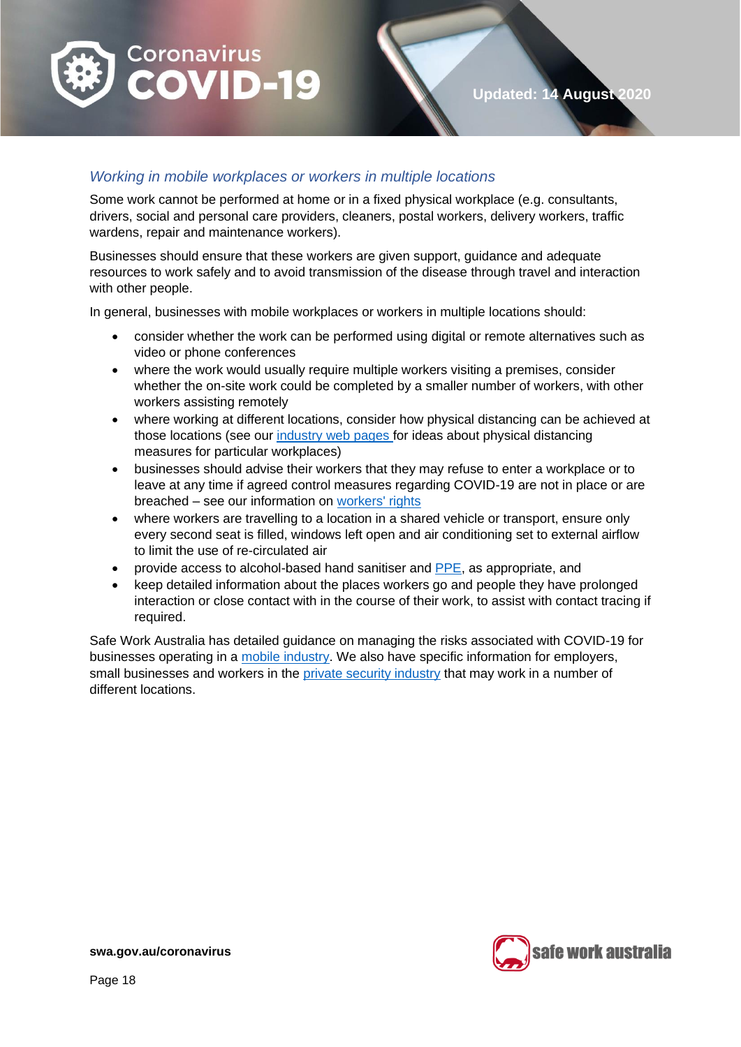### *Working in mobile workplaces or workers in multiple locations*

Some work cannot be performed at home or in a fixed physical workplace (e.g. consultants, drivers, social and personal care providers, cleaners, postal workers, delivery workers, traffic wardens, repair and maintenance workers).

Businesses should ensure that these workers are given support, guidance and adequate resources to work safely and to avoid transmission of the disease through travel and interaction with other people.

In general, businesses with mobile workplaces or workers in multiple locations should:

- consider whether the work can be performed using digital or remote alternatives such as video or phone conferences
- where the work would usually require multiple workers visiting a premises, consider whether the on-site work could be completed by a smaller number of workers, with other workers assisting remotely
- where working at different locations, consider how physical distancing can be achieved at those locations (see our industry web pages for ideas about physical distancing measures for particular workplaces)
- businesses should advise their workers that they may refuse to enter a workplace or to leave at any time if agreed control measures regarding COVID-19 are not in place or are breached – see our information on workers' rights
- where workers are travelling to a location in a shared vehicle or transport, ensure only every second seat is filled, windows left open and air conditioning set to external airflow to limit the use of re-circulated air
- provide access to alcohol-based hand sanitiser and PPE, as appropriate, and
- keep detailed information about the places workers go and people they have prolonged interaction or close contact with in the course of their work, to assist with contact tracing if required.

Safe Work Australia has detailed guidance on managing the risks associated with COVID-19 for businesses operating in a mobile industry. We also have specific information for employers, small businesses and workers in the private security industry that may work in a number of different locations.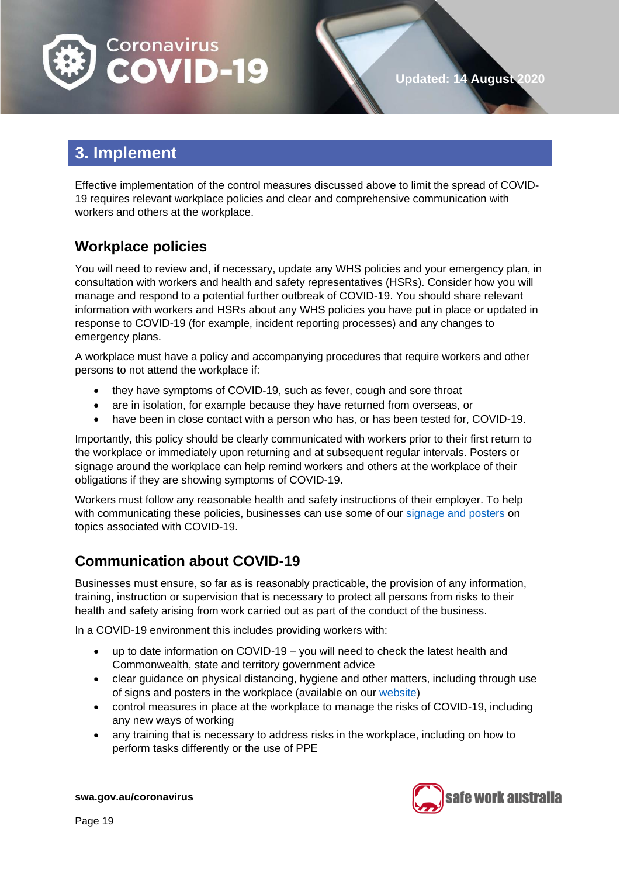## 3. Implement

Effective implementation of the control measures discussed above to limit the spread of COVID-19 requires relevant workplace policies and clear and comprehensive communication with workers and others at the workplace.

### Workplace policies

You will need to review and, if necessary, update any WHS policies and your emergency plan, in consultation with workers and health and safety representatives (HSRs). Consider how you will manage and respond to a potential further outbreak of COVID-19. You should share relevant information with workers and HSRs about any WHS policies you have put in place or updated in response to COVID-19 (for example, incident reporting processes) and any changes to emergency plans.

A workplace must have a policy and accompanying procedures that require workers and other persons to not attend the workplace if:

- they have symptoms of COVID-19, such as fever, cough and sore throat
- are in isolation, for example because they have returned from overseas, or
- have been in close contact with a person who has, or has been tested for, COVID-19.

Importantly, this policy should be clearly communicated with workers prior to their first return to the workplace or immediately upon returning and at subsequent regular intervals. Posters or signage around the workplace can help remind workers and others at the workplace of their obligations if they are showing symptoms of COVID-19.

Workers must follow any reasonable health and safety instructions of their employer. To help with communicating these policies, businesses can use some of our signage and posters on topics associated with COVID-19.

### Communication about COVID-19

Businesses must ensure, so far as is reasonably practicable, the provision of any information, training, instruction or supervision that is necessary to protect all persons from risks to their health and safety arising from work carried out as part of the conduct of the business.

In a COVID-19 environment this includes providing workers with:

- up to date information on COVID-19 – you will need to check the latest health and Commonwealth, state and territory government advice
- clear guidance on physical distancing, hygiene and other matters, including through use of signs and posters in the workplace (available on our website)
- control measures in place at the workplace to manage the risks of COVID-19, including any new ways of working
- any training that is necessary to address risks in the workplace, including on how to perform tasks differently or the use of PPE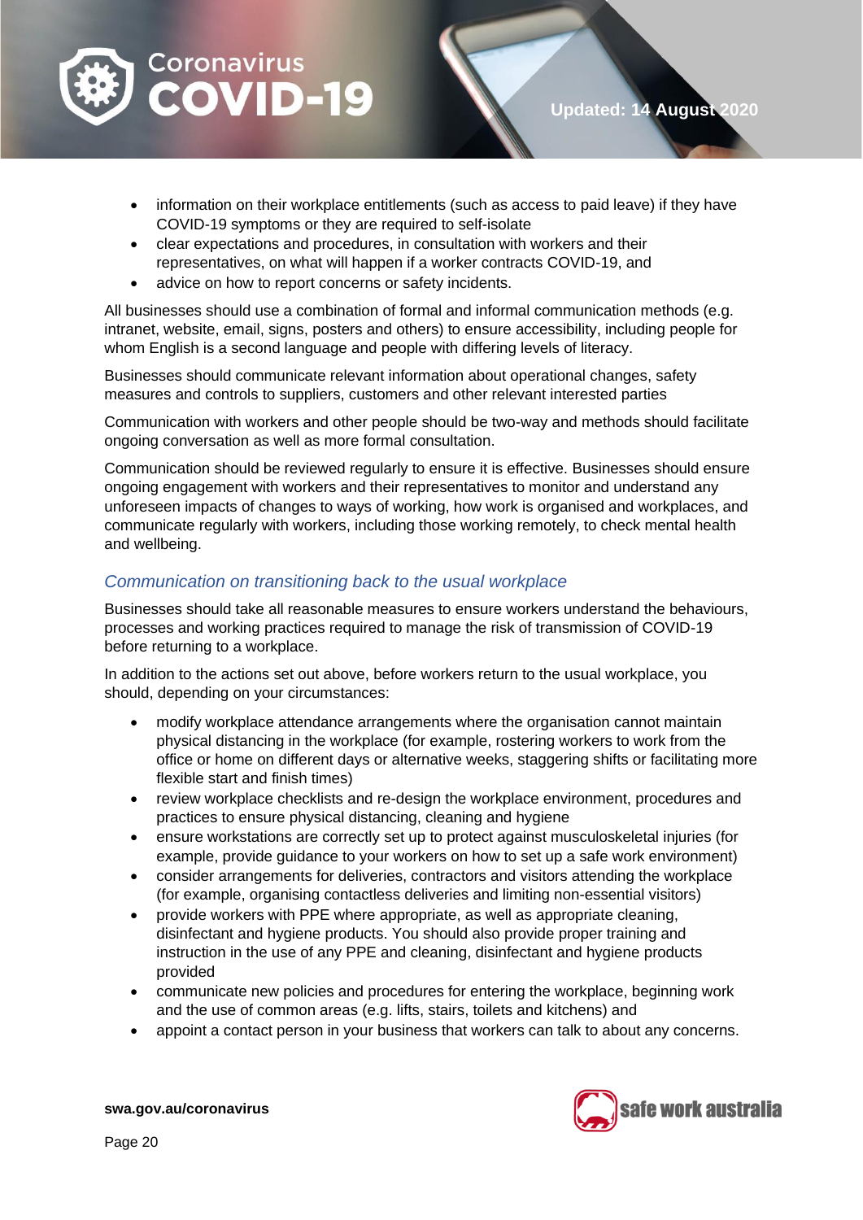- information on their workplace entitlements (such as access to paid leave) if they have COVID-19 symptoms or they are required to self-isolate
- clear expectations and procedures, in consultation with workers and their representatives, on what will happen if a worker contracts COVID-19, and
- advice on how to report concerns or safety incidents.

All businesses should use a combination of formal and informal communication methods (e.g. intranet, website, email, signs, posters and others) to ensure accessibility, including people for whom English is a second language and people with differing levels of literacy.

Businesses should communicate relevant information about operational changes, safety measures and controls to suppliers, customers and other relevant interested parties

Communication with workers and other people should be two-way and methods should facilitate ongoing conversation as well as more formal consultation.

Communication should be reviewed regularly to ensure it is effective. Businesses should ensure ongoing engagement with workers and their representatives to monitor and understand any unforeseen impacts of changes to ways of working, how work is organised and workplaces, and communicate regularly with workers, including those working remotely, to check mental health and wellbeing.

### *Communication on transitioning back to the usual workplace*

Businesses should take all reasonable measures to ensure workers understand the behaviours, processes and working practices required to manage the risk of transmission of COVID-19 before returning to a workplace.

In addition to the actions set out above, before workers return to the usual workplace, you should, depending on your circumstances:

- modify workplace attendance arrangements where the organisation cannot maintain physical distancing in the workplace (for example, rostering workers to work from the office or home on different days or alternative weeks, staggering shifts or facilitating more flexible start and finish times)
- review workplace checklists and re-design the workplace environment, procedures and practices to ensure physical distancing, cleaning and hygiene
- ensure workstations are correctly set up to protect against musculoskeletal injuries (for example, provide guidance to your workers on how to set up a safe work environment)
- consider arrangements for deliveries, contractors and visitors attending the workplace (for example, organising contactless deliveries and limiting non-essential visitors)
- provide workers with PPE where appropriate, as well as appropriate cleaning, disinfectant and hygiene products. You should also provide proper training and instruction in the use of any PPE and cleaning, disinfectant and hygiene products provided
- communicate new policies and procedures for entering the workplace, beginning work and the use of common areas (e.g. lifts, stairs, toilets and kitchens) and
- appoint a contact person in your business that workers can talk to about any concerns.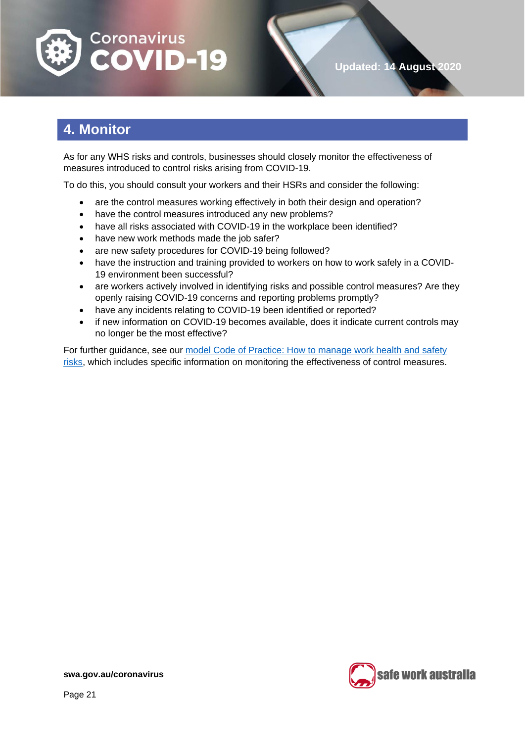## 4. Monitor

As for any WHS risks and controls, businesses should closely monitor the effectiveness of measures introduced to control risks arising from COVID-19.

To do this, you should consult your workers and their HSRs and consider the following:

- are the control measures working effectively in both their design and operation?
- have the control measures introduced any new problems?
- have all risks associated with COVID-19 in the workplace been identified?
- have new work methods made the job safer?
- are new safety procedures for COVID-19 being followed?
- have the instruction and training provided to workers on how to work safely in a COVID-19 environment been successful?
- are workers actively involved in identifying risks and possible control measures? Are they openly raising COVID-19 concerns and reporting problems promptly?
- have any incidents relating to COVID-19 been identified or reported?
- if new information on COVID-19 becomes available, does it indicate current controls may no longer be the most effective?

For further guidance, see our model Code of Practice: How to manage work health and safety risks, which includes specific information on monitoring the effectiveness of control measures.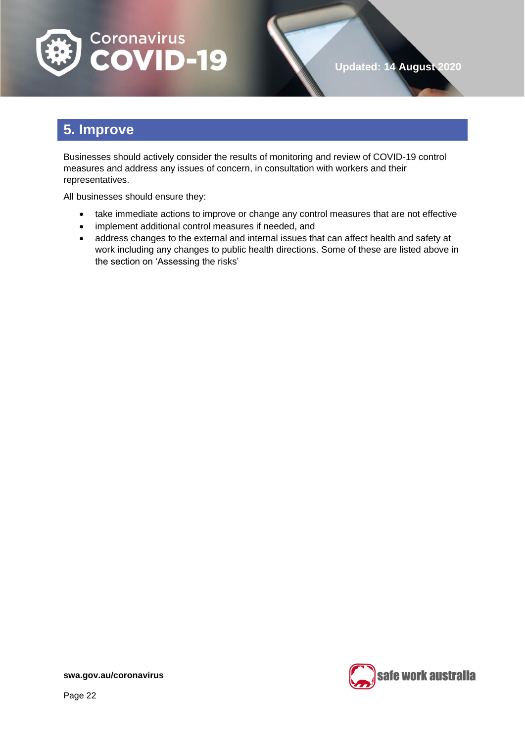## 5. Improve

Businesses should actively consider the results of monitoring and review of COVID-19 control measures and address any issues of concern, in consultation with workers and their representatives.

All businesses should ensure they:

- take immediate actions to improve or change any control measures that are not effective
- implement additional control measures if needed, and
- address changes to the external and internal issues that can affect health and safety at work including any changes to public health directions. Some of these are listed above in the section on 'Assessing the risks'